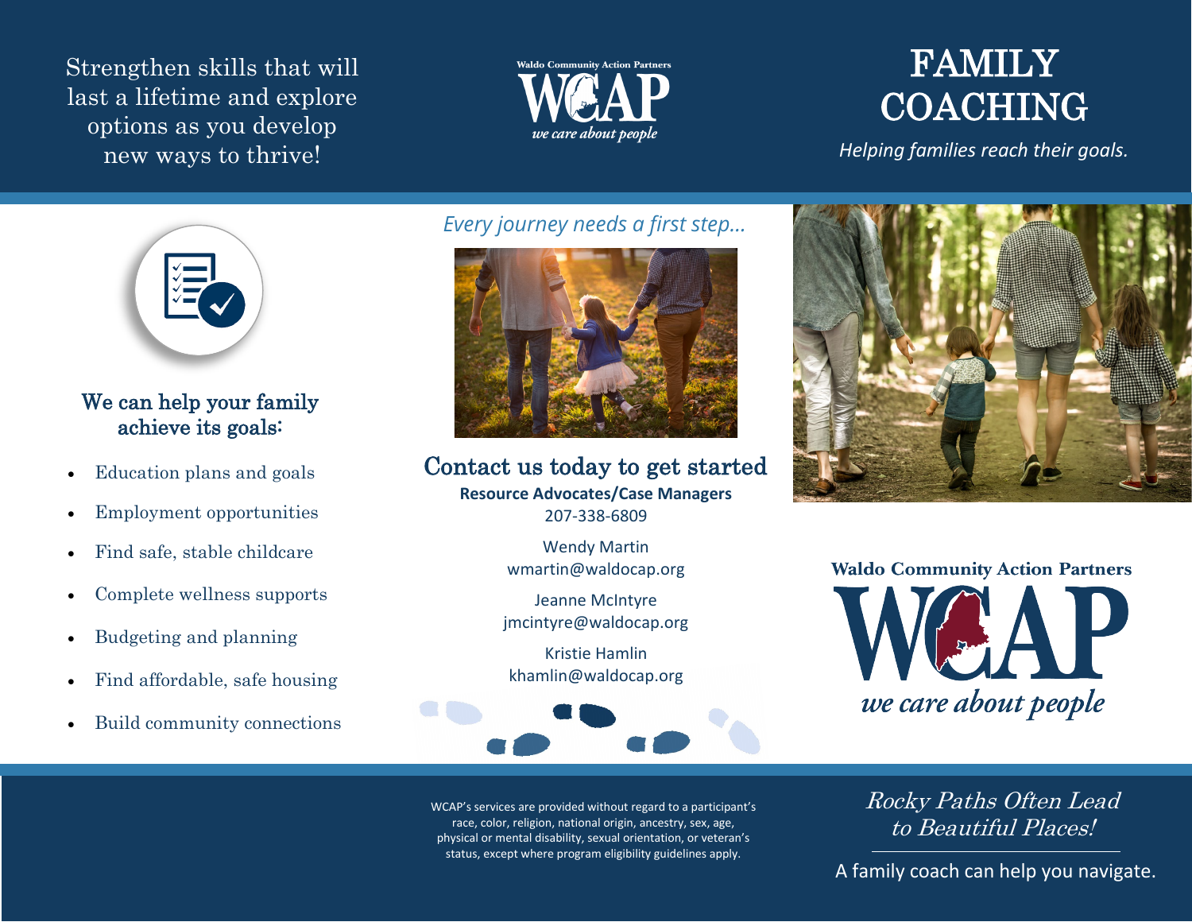Strengthen skills that will last a lifetime and explore options as you develop new ways to thrive!

Waldo Community Action Partners

WCAP

*we care about people*

# FAMILY COACHING

*Helping families reach their goals.*

## We can help your family achieve its goals:

- Education plans and goals
- Employment opportunities
- Find safe, stable childcare
- Complete wellness supports
- Budgeting and planning
- Find affordable, safe housing
- Build community connections

*Every journey needs a first step...*

## Contact us today to get started

**Resource Advocates/Case Managers**

207-338-6809

Wendy Martin
wmartin@waldocap.org

Jeanne McIntyre
jmcintyre@waldocap.org

Kristie Hamlin
khamlin@waldocap.org

Waldo Community Action Partners

WCAP

*we care about people*

WCAP's services are provided without regard to a participant's race, color, religion, national origin, ancestry, sex, age, physical or mental disability, sexual orientation, or veteran's status, except where program eligibility guidelines apply.

*Rocky Paths Often Lead to Beautiful Places!*

A family coach can help you navigate.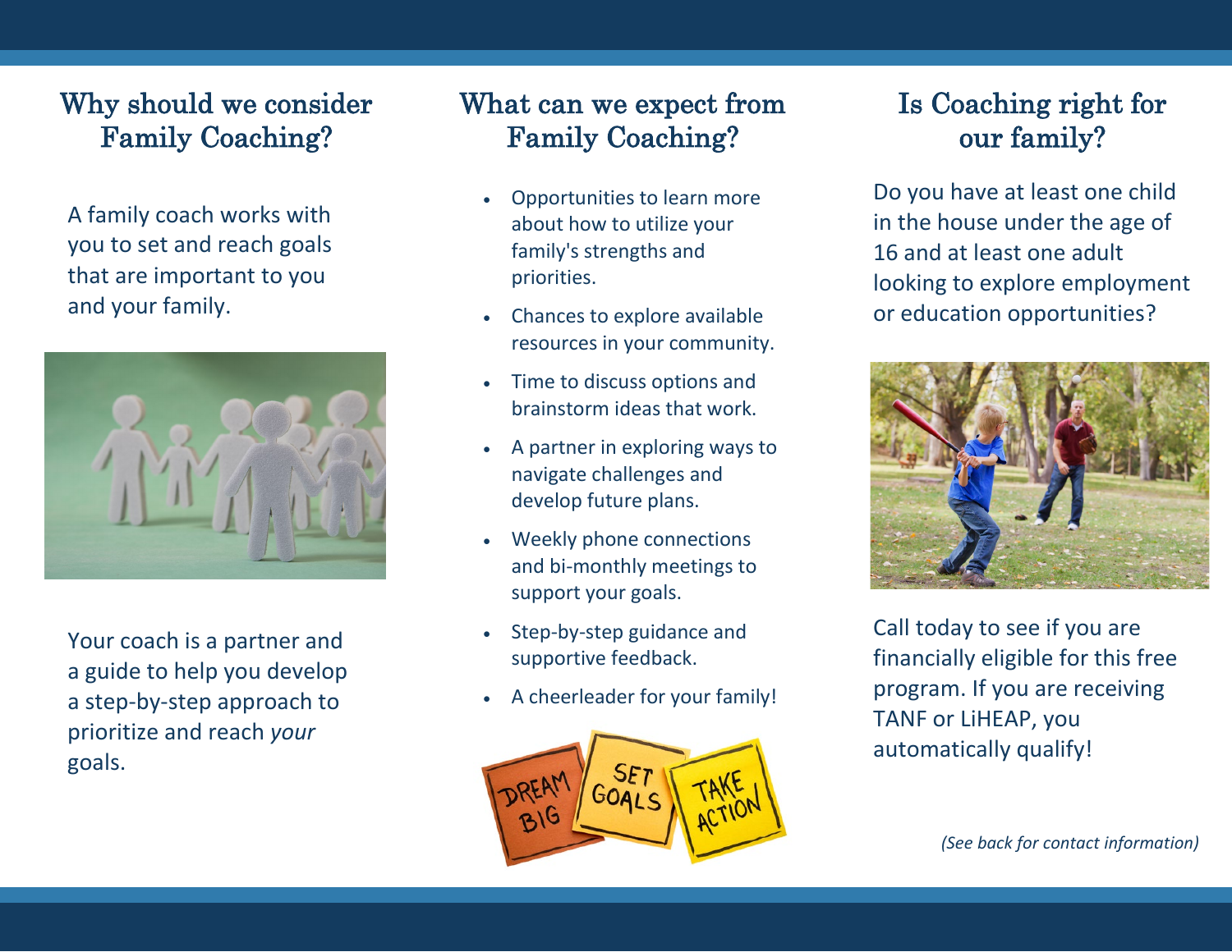## Why should we consider Family Coaching?

A family coach works with you to set and reach goals that are important to you and your family.

Your coach is a partner and a guide to help you develop a step-by-step approach to prioritize and reach *your* goals.

## What can we expect from Family Coaching?

- Opportunities to learn more about how to utilize your family's strengths and priorities.
- Chances to explore available resources in your community.
- Time to discuss options and brainstorm ideas that work.
- A partner in exploring ways to navigate challenges and develop future plans.
- Weekly phone connections and bi-monthly meetings to support your goals.
- Step-by-step guidance and supportive feedback.
- A cheerleader for your family!

## Is Coaching right for our family?

Do you have at least one child in the house under the age of 16 and at least one adult looking to explore employment or education opportunities?

Call today to see if you are financially eligible for this free program. If you are receiving TANF or LiHEAP, you automatically qualify!

*(See back for contact information)*